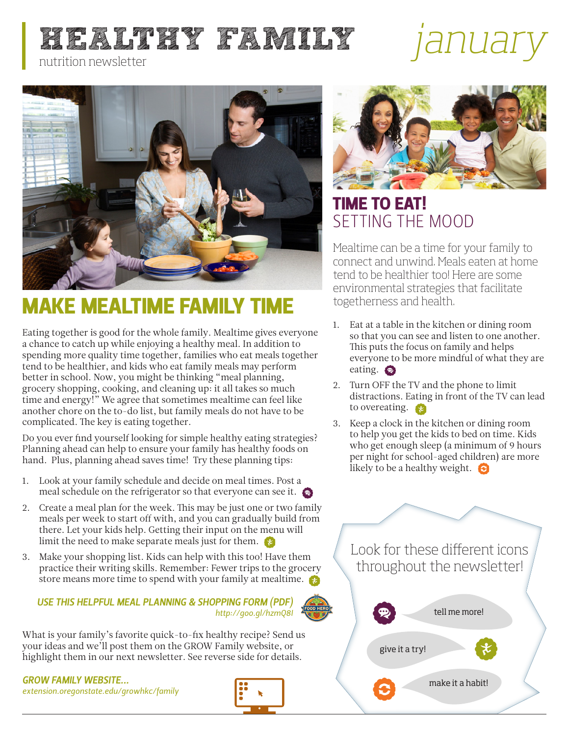# HEALTHY FAMILY

nutrition newsletter

january

## MAKE MEALTIME FAMILY TIME

Eating together is good for the whole family. Mealtime gives everyone a chance to catch up while enjoying a healthy meal. In addition to spending more quality time together, families who eat meals together tend to be healthier, and kids who eat family meals may perform better in school. Now, you might be thinking "meal planning, grocery shopping, cooking, and cleaning up: it all takes so much time and energy!" We agree that sometimes mealtime can feel like another chore on the to-do list, but family meals do not have to be complicated. The key is eating together.

Do you ever find yourself looking for simple healthy eating strategies? Planning ahead can help to ensure your family has healthy foods on hand. Plus, planning ahead saves time! Try these planning tips:

1. Look at your family schedule and decide on meal times. Post a meal schedule on the refrigerator so that everyone can see it.
2. Create a meal plan for the week. This may be just one or two family meals per week to start off with, and you can gradually build from there. Let your kids help. Getting their input on the menu will limit the need to make separate meals just for them.
3. Make your shopping list. Kids can help with this too! Have them practice their writing skills. Remember: Fewer trips to the grocery store means more time to spend with your family at mealtime.

*USE THIS HELPFUL MEAL PLANNING & SHOPPING FORM (PDF)*
*http://goo.gl/hzmQ8I*

What is your family's favorite quick-to-fix healthy recipe? Send us your ideas and we'll post them on the GROW Family website, or highlight them in our next newsletter. See reverse side for details.

*GROW FAMILY WEBSITE...*
*extension.oregonstate.edu/growhkc/family*

## TIME TO EAT! SETTING THE MOOD

Mealtime can be a time for your family to connect and unwind. Meals eaten at home tend to be healthier too! Here are some environmental strategies that facilitate togetherness and health.

1. Eat at a table in the kitchen or dining room so that you can see and listen to one another. This puts the focus on family and helps everyone to be more mindful of what they are eating.
2. Turn OFF the TV and the phone to limit distractions. Eating in front of the TV can lead to overeating.
3. Keep a clock in the kitchen or dining room to help you get the kids to bed on time. Kids who get enough sleep (a minimum of 9 hours per night for school-aged children) are more likely to be a healthy weight.

Look for these different icons throughout the newsletter!

- tell me more!
- give it a try!
- make it a habit!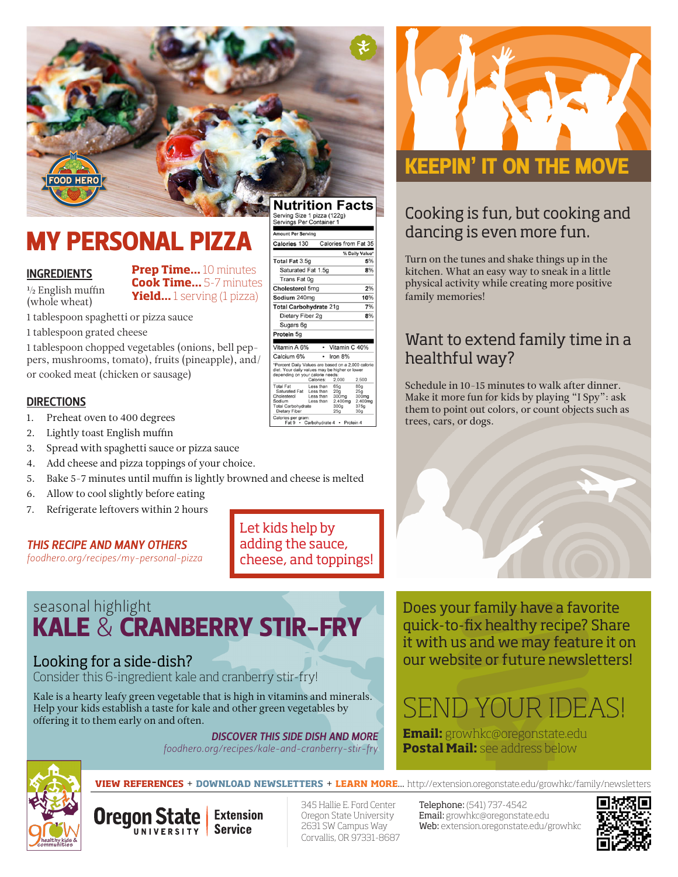# MY PERSONAL PIZZA

## INGREDIENTS

**Prep Time...** 10 minutes
**Cook Time...** 5-7 minutes
**Yield...** 1 serving (1 pizza)

½ English muffin (whole wheat)

1 tablespoon spaghetti or pizza sauce

1 tablespoon grated cheese

1 tablespoon chopped vegetables (onions, bell peppers, mushrooms, tomato), fruits (pineapple), and/or cooked meat (chicken or sausage)

## Nutrition Facts

Serving Size 1 pizza (122g)
Servings Per Container 1

| Amount Per Serving | |
|---|---|
| Calories 130 | Calories from Fat 35 |
| | % Daily Value* |
| Total Fat 3.5g | 5% |
| Saturated Fat 1.5g | 8% |
| Trans Fat 0g | |
| Cholesterol 5mg | 2% |
| Sodium 240mg | 10% |
| Total Carbohydrate 21g | 7% |
| Dietary Fiber 2g | 8% |
| Sugars 6g | |
| Protein 5g | |
| Vitamin A 6% | Vitamin C 40% |
| Calcium 6% | Iron 8% |

*Percent Daily Values are based on a 2,000 calorie diet. Your daily values may be higher or lower depending on your calorie needs:

| | Calories: | 2,000 | 2,500 |
|---|---|---|---|
| Total Fat | Less than | 65g | 80g |
| Saturated Fat | Less than | 20g | 25g |
| Cholesterol | Less than | 300mg | 300mg |
| Sodium | Less than | 2,400mg | 2,400mg |
| Total Carbohydrate | | 300g | 375g |
| Dietary Fiber | | 25g | 30g |

Calories per gram:
Fat 9 • Carbohydrate 4 • Protein 4

## DIRECTIONS

1. Preheat oven to 400 degrees
2. Lightly toast English muffin
3. Spread with spaghetti sauce or pizza sauce
4. Add cheese and pizza toppings of your choice.
5. Bake 5-7 minutes until muffin is lightly browned and cheese is melted
6. Allow to cool slightly before eating
7. Refrigerate leftovers within 2 hours

***THIS RECIPE AND MANY OTHERS***
*foodhero.org/recipes/my-personal-pizza*

Let kids help by adding the sauce, cheese, and toppings!

# KEEPIN' IT ON THE MOVE

## Cooking is fun, but cooking and dancing is even more fun.

Turn on the tunes and shake things up in the kitchen. What an easy way to sneak in a little physical activity while creating more positive family memories!

## Want to extend family time in a healthful way?

Schedule in 10-15 minutes to walk after dinner. Make it more fun for kids by playing "I Spy": ask them to point out colors, or count objects such as trees, cars, or dogs.

seasonal highlight

# KALE & CRANBERRY STIR-FRY

## Looking for a side-dish?

Consider this 6-ingredient kale and cranberry stir-fry!

Kale is a hearty leafy green vegetable that is high in vitamins and minerals. Help your kids establish a taste for kale and other green vegetables by offering it to them early on and often.

***DISCOVER THIS SIDE DISH AND MORE***
*foodhero.org/recipes/kale-and-cranberry-stir-fry*

Does your family have a favorite quick-to-fix healthy recipe? Share it with us and we may feature it on our website or future newsletters!

# SEND YOUR IDEAS!

**Email:** growhkc@oregonstate.edu
**Postal Mail:** see address below

**VIEW REFERENCES** + **DOWNLOAD NEWSLETTERS** + **LEARN MORE**... http://extension.oregonstate.edu/growhkc/family/newsletters

Oregon State University Extension Service

345 Hallie E. Ford Center
Oregon State University
2631 SW Campus Way
Corvallis, OR 97331-8687

Telephone: (541) 737-4542
Email: growhkc@oregonstate.edu
Web: extension.oregonstate.edu/growhkc